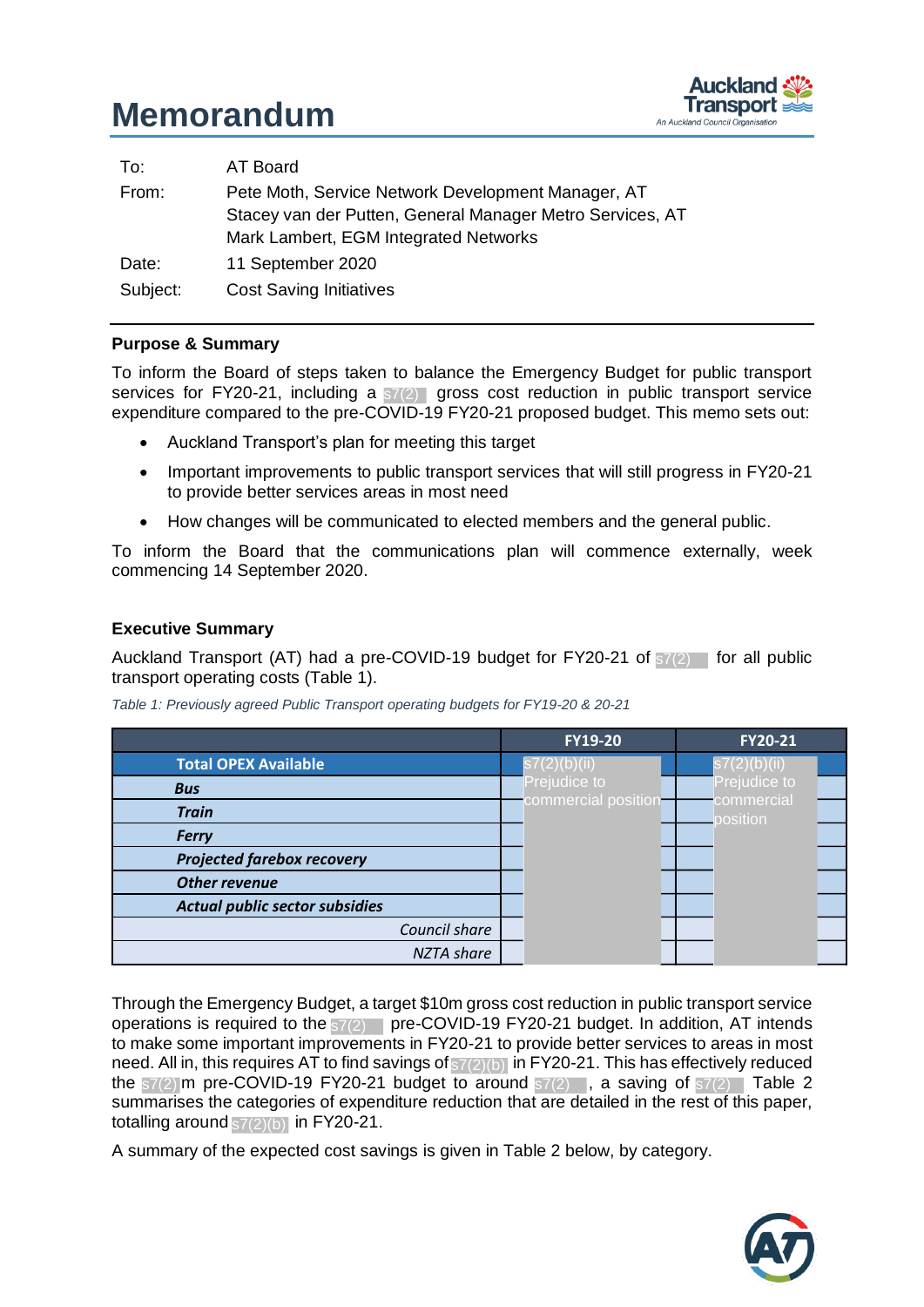# Memorandum

| | |
|---|---|
| To: | AT Board |
| From: | Pete Moth, Service Network Development Manager, AT<br>Stacey van der Putten, General Manager Metro Services, AT<br>Mark Lambert, EGM Integrated Networks |
| Date: | 11 September 2020 |
| Subject: | Cost Saving Initiatives |

## Purpose & Summary

To inform the Board of steps taken to balance the Emergency Budget for public transport services for FY20-21, including a s7(2) gross cost reduction in public transport service expenditure compared to the pre-COVID-19 FY20-21 proposed budget. This memo sets out:

- Auckland Transport's plan for meeting this target
- Important improvements to public transport services that will still progress in FY20-21 to provide better services areas in most need
- How changes will be communicated to elected members and the general public.

To inform the Board that the communications plan will commence externally, week commencing 14 September 2020.

## Executive Summary

Auckland Transport (AT) had a pre-COVID-19 budget for FY20-21 of s7(2) for all public transport operating costs (Table 1).

*Table 1: Previously agreed Public Transport operating budgets for FY19-20 & 20-21*

| | FY19-20 | FY20-21 |
|---|---|---|
| **Total OPEX Available** | s7(2)(b)(ii) Prejudice to commercial position | s7(2)(b)(ii) Prejudice to commercial position |
| ***Bus*** | | |
| ***Train*** | | |
| ***Ferry*** | | |
| ***Projected farebox recovery*** | | |
| ***Other revenue*** | | |
| ***Actual public sector subsidies*** | | |
| *Council share* | | |
| *NZTA share* | | |

Through the Emergency Budget, a target $10m gross cost reduction in public transport service operations is required to the s7(2) pre-COVID-19 FY20-21 budget. In addition, AT intends to make some important improvements in FY20-21 to provide better services to areas in most need. All in, this requires AT to find savings of s7(2)(b) in FY20-21. This has effectively reduced the s7(2) m pre-COVID-19 FY20-21 budget to around s7(2) , a saving of s7(2) Table 2 summarises the categories of expenditure reduction that are detailed in the rest of this paper, totalling around s7(2)(b) in FY20-21.

A summary of the expected cost savings is given in Table 2 below, by category.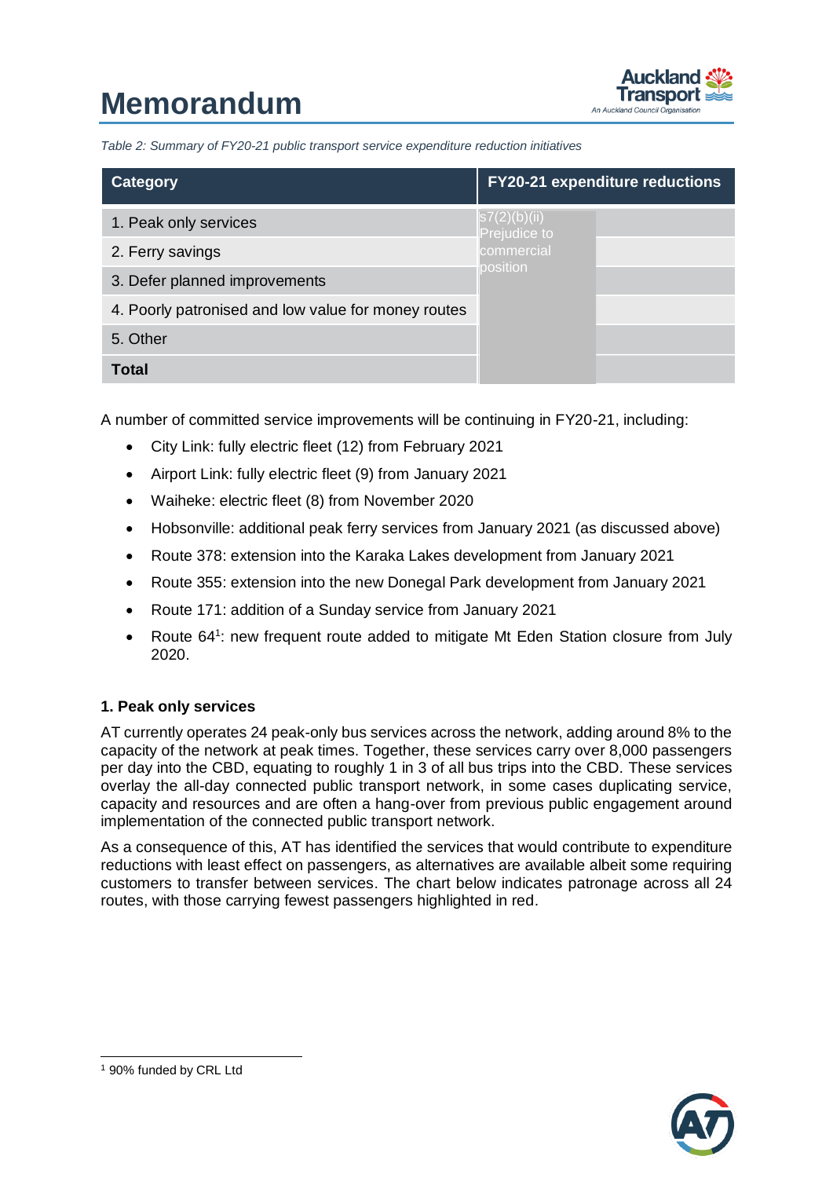# Memorandum

*Table 2: Summary of FY20-21 public transport service expenditure reduction initiatives*

| Category | FY20-21 expenditure reductions |
| --- | --- |
| 1. Peak only services | s7(2)(b)(ii) Prejudice to commercial position |
| 2. Ferry savings | |
| 3. Defer planned improvements | |
| 4. Poorly patronised and low value for money routes | |
| 5. Other | |
| **Total** | |

A number of committed service improvements will be continuing in FY20-21, including:

- City Link: fully electric fleet (12) from February 2021
- Airport Link: fully electric fleet (9) from January 2021
- Waiheke: electric fleet (8) from November 2020
- Hobsonville: additional peak ferry services from January 2021 (as discussed above)
- Route 378: extension into the Karaka Lakes development from January 2021
- Route 355: extension into the new Donegal Park development from January 2021
- Route 171: addition of a Sunday service from January 2021
- Route 64[1]: new frequent route added to mitigate Mt Eden Station closure from July 2020.

**1. Peak only services**

AT currently operates 24 peak-only bus services across the network, adding around 8% to the capacity of the network at peak times. Together, these services carry over 8,000 passengers per day into the CBD, equating to roughly 1 in 3 of all bus trips into the CBD. These services overlay the all-day connected public transport network, in some cases duplicating service, capacity and resources and are often a hang-over from previous public engagement around implementation of the connected public transport network.

As a consequence of this, AT has identified the services that would contribute to expenditure reductions with least effect on passengers, as alternatives are available albeit some requiring customers to transfer between services. The chart below indicates patronage across all 24 routes, with those carrying fewest passengers highlighted in red.

[1] 90% funded by CRL Ltd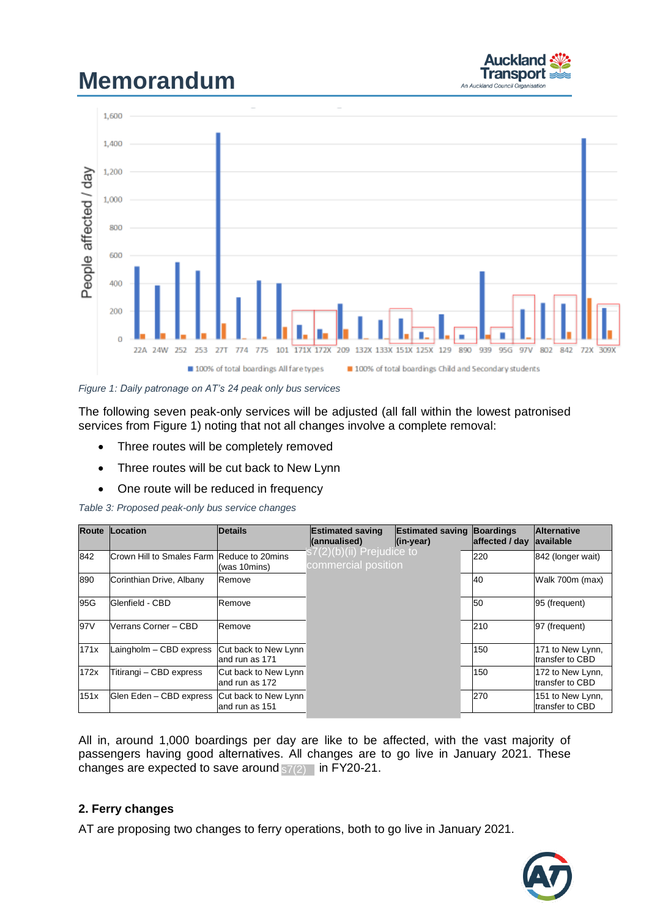# Memorandum

Figure 1: Daily patronage on AT's 24 peak only bus services

The following seven peak-only services will be adjusted (all fall within the lowest patronised services from Figure 1) noting that not all changes involve a complete removal:

- Three routes will be completely removed
- Three routes will be cut back to New Lynn
- One route will be reduced in frequency

*Table 3: Proposed peak-only bus service changes*

| Route | Location | Details | Estimated saving (annualised) | Estimated saving (in-year) | Boardings affected / day | Alternative available |
|---|---|---|---|---|---|---|
| 842 | Crown Hill to Smales Farm | Reduce to 20mins (was 10mins) | s7(2)(b)(ii) Prejudice to commercial position | | 220 | 842 (longer wait) |
| 890 | Corinthian Drive, Albany | Remove | | | 40 | Walk 700m (max) |
| 95G | Glenfield - CBD | Remove | | | 50 | 95 (frequent) |
| 97V | Verrans Corner – CBD | Remove | | | 210 | 97 (frequent) |
| 171x | Laingholm – CBD express | Cut back to New Lynn and run as 171 | | | 150 | 171 to New Lynn, transfer to CBD |
| 172x | Titirangi – CBD express | Cut back to New Lynn and run as 172 | | | 150 | 172 to New Lynn, transfer to CBD |
| 151x | Glen Eden – CBD express | Cut back to New Lynn and run as 151 | | | 270 | 151 to New Lynn, transfer to CBD |

All in, around 1,000 boardings per day are like to be affected, with the vast majority of passengers having good alternatives. All changes are to go live in January 2021. These changes are expected to save around s7(2) in FY20-21.

**2. Ferry changes**

AT are proposing two changes to ferry operations, both to go live in January 2021.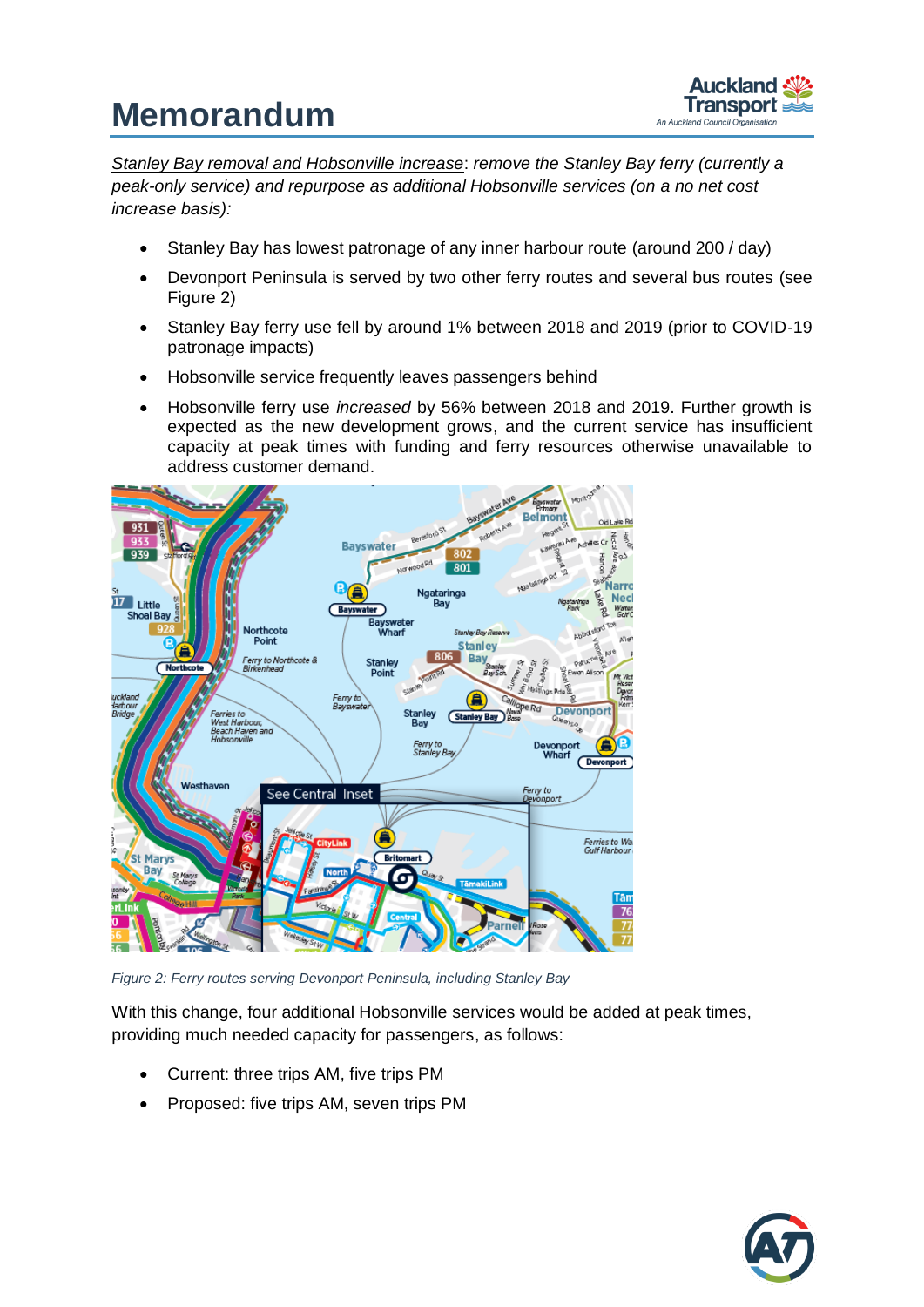# Memorandum

*Stanley Bay removal and Hobsonville increase: remove the Stanley Bay ferry (currently a peak-only service) and repurpose as additional Hobsonville services (on a no net cost increase basis):*

- Stanley Bay has lowest patronage of any inner harbour route (around 200 / day)
- Devonport Peninsula is served by two other ferry routes and several bus routes (see Figure 2)
- Stanley Bay ferry use fell by around 1% between 2018 and 2019 (prior to COVID-19 patronage impacts)
- Hobsonville service frequently leaves passengers behind
- Hobsonville ferry use *increased* by 56% between 2018 and 2019. Further growth is expected as the new development grows, and the current service has insufficient capacity at peak times with funding and ferry resources otherwise unavailable to address customer demand.

*Figure 2: Ferry routes serving Devonport Peninsula, including Stanley Bay*

With this change, four additional Hobsonville services would be added at peak times, providing much needed capacity for passengers, as follows:

- Current: three trips AM, five trips PM
- Proposed: five trips AM, seven trips PM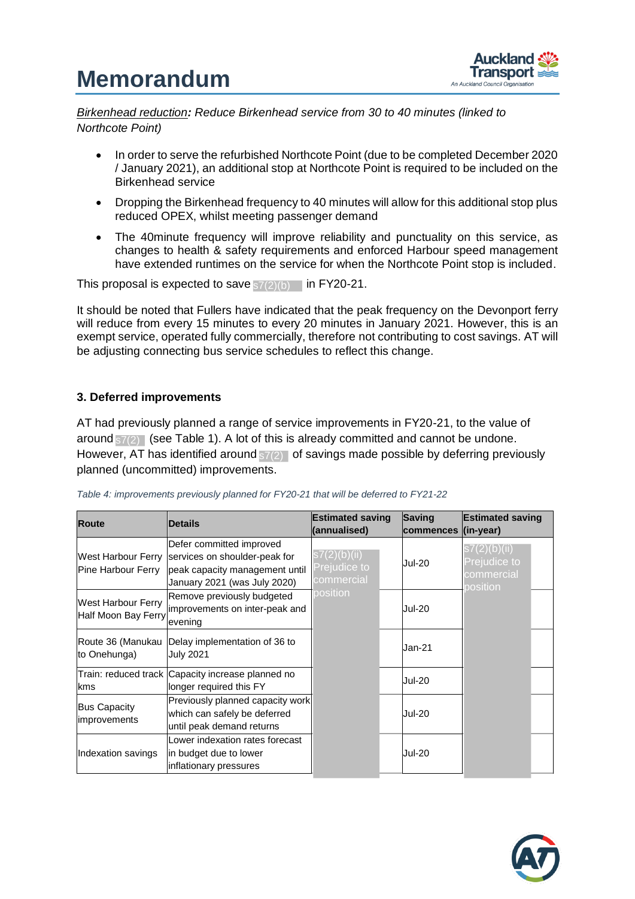*<u>Birkenhead reduction</u>: Reduce Birkenhead service from 30 to 40 minutes (linked to Northcote Point)*

- In order to serve the refurbished Northcote Point (due to be completed December 2020 / January 2021), an additional stop at Northcote Point is required to be included on the Birkenhead service
- Dropping the Birkenhead frequency to 40 minutes will allow for this additional stop plus reduced OPEX, whilst meeting passenger demand
- The 40minute frequency will improve reliability and punctuality on this service, as changes to health & safety requirements and enforced Harbour speed management have extended runtimes on the service for when the Northcote Point stop is included.

This proposal is expected to save s7(2)(b) in FY20-21.

It should be noted that Fullers have indicated that the peak frequency on the Devonport ferry will reduce from every 15 minutes to every 20 minutes in January 2021. However, this is an exempt service, operated fully commercially, therefore not contributing to cost savings. AT will be adjusting connecting bus service schedules to reflect this change.

### 3. Deferred improvements

AT had previously planned a range of service improvements in FY20-21, to the value of around s7(2) (see Table 1). A lot of this is already committed and cannot be undone. However, AT has identified around s7(2) of savings made possible by deferring previously planned (uncommitted) improvements.

*Table 4: improvements previously planned for FY20-21 that will be deferred to FY21-22*

| Route | Details | Estimated saving (annualised) | Saving commences | Estimated saving (in-year) |
|---|---|---|---|---|
| West Harbour Ferry Pine Harbour Ferry | Defer committed improved services on shoulder-peak for peak capacity management until January 2021 (was July 2020) | s7(2)(b)(ii) Prejudice to commercial position | Jul-20 | s7(2)(b)(ii) Prejudice to commercial position |
| West Harbour Ferry Half Moon Bay Ferry | Remove previously budgeted improvements on inter-peak and evening | | Jul-20 | |
| Route 36 (Manukau to Onehunga) | Delay implementation of 36 to July 2021 | | Jan-21 | |
| Train: reduced track kms | Capacity increase planned no longer required this FY | | Jul-20 | |
| Bus Capacity improvements | Previously planned capacity work which can safely be deferred until peak demand returns | | Jul-20 | |
| Indexation savings | Lower indexation rates forecast in budget due to lower inflationary pressures | | Jul-20 | |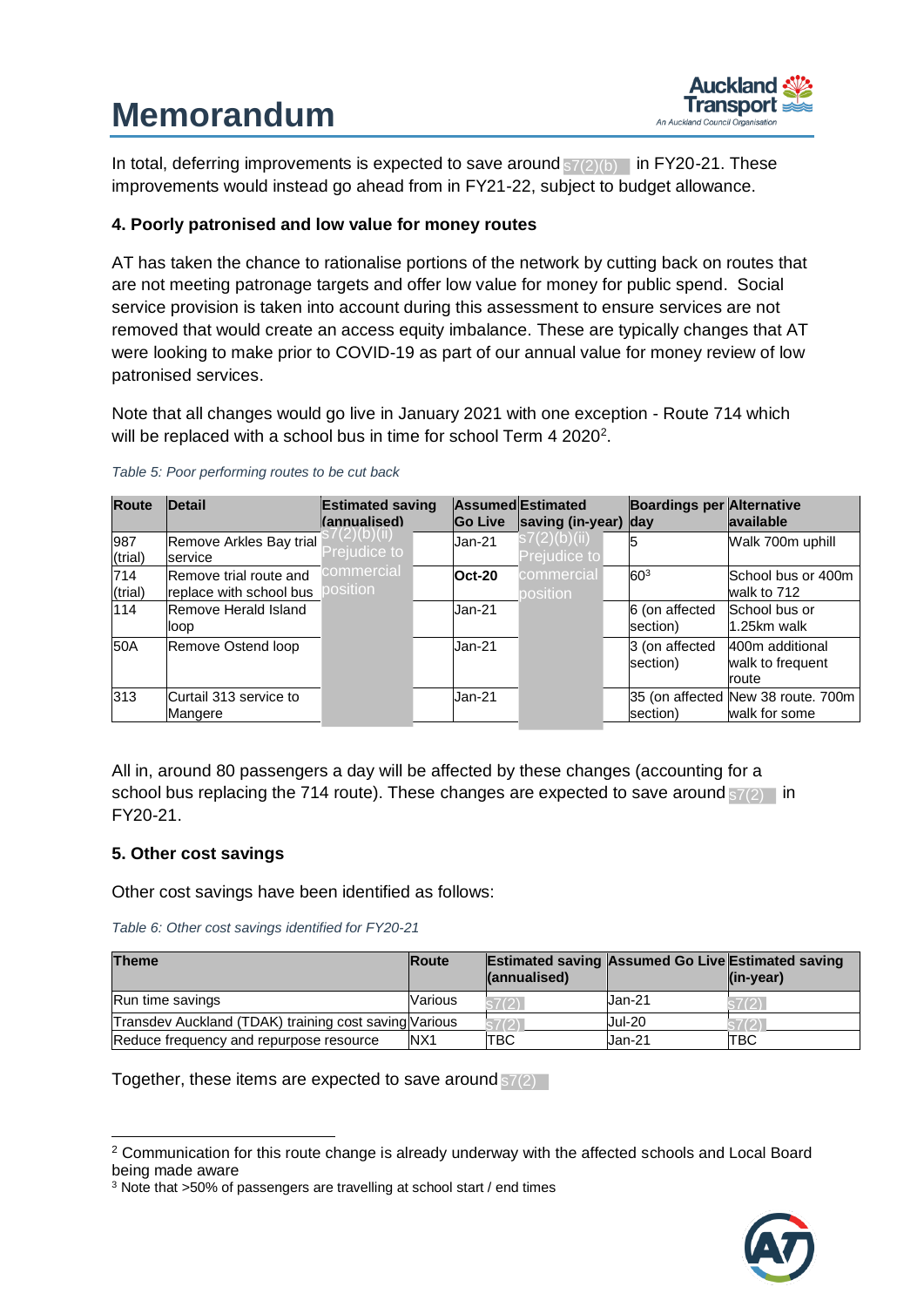In total, deferring improvements is expected to save around s7(2)(b) in FY20-21. These improvements would instead go ahead from in FY21-22, subject to budget allowance.

**4. Poorly patronised and low value for money routes**

AT has taken the chance to rationalise portions of the network by cutting back on routes that are not meeting patronage targets and offer low value for money for public spend. Social service provision is taken into account during this assessment to ensure services are not removed that would create an access equity imbalance. These are typically changes that AT were looking to make prior to COVID-19 as part of our annual value for money review of low patronised services.

Note that all changes would go live in January 2021 with one exception - Route 714 which will be replaced with a school bus in time for school Term 4 2020[2].

*Table 5: Poor performing routes to be cut back*

| Route | Detail | Estimated saving (annualised) | Assumed Go Live | Estimated saving (in-year) | Boardings per day | Alternative available |
|---|---|---|---|---|---|---|
| 987 (trial) | Remove Arkles Bay trial service | s7(2)(b)(ii) Prejudice to commercial position | Jan-21 | s7(2)(b)(ii) Prejudice to commercial position | 5 | Walk 700m uphill |
| 714 (trial) | Remove trial route and replace with school bus | | **Oct-20** | | 60[3] | School bus or 400m walk to 712 |
| 114 | Remove Herald Island loop | | Jan-21 | | 6 (on affected section) | School bus or 1.25km walk |
| 50A | Remove Ostend loop | | Jan-21 | | 3 (on affected section) | 400m additional walk to frequent route |
| 313 | Curtail 313 service to Mangere | | Jan-21 | | 35 (on affected section) | New 38 route. 700m walk for some |

All in, around 80 passengers a day will be affected by these changes (accounting for a school bus replacing the 714 route). These changes are expected to save around s7(2) in FY20-21.

**5. Other cost savings**

Other cost savings have been identified as follows:

*Table 6: Other cost savings identified for FY20-21*

| Theme | Route | Estimated saving (annualised) | Assumed Go Live | Estimated saving (in-year) |
|---|---|---|---|---|
| Run time savings | Various | s7(2) | Jan-21 | s7(2) |
| Transdev Auckland (TDAK) training cost saving | Various | s7(2) | Jul-20 | s7(2) |
| Reduce frequency and repurpose resource | NX1 | TBC | Jan-21 | TBC |

Together, these items are expected to save around s7(2)

---

[2] Communication for this route change is already underway with the affected schools and Local Board being made aware

[3] Note that >50% of passengers are travelling at school start / end times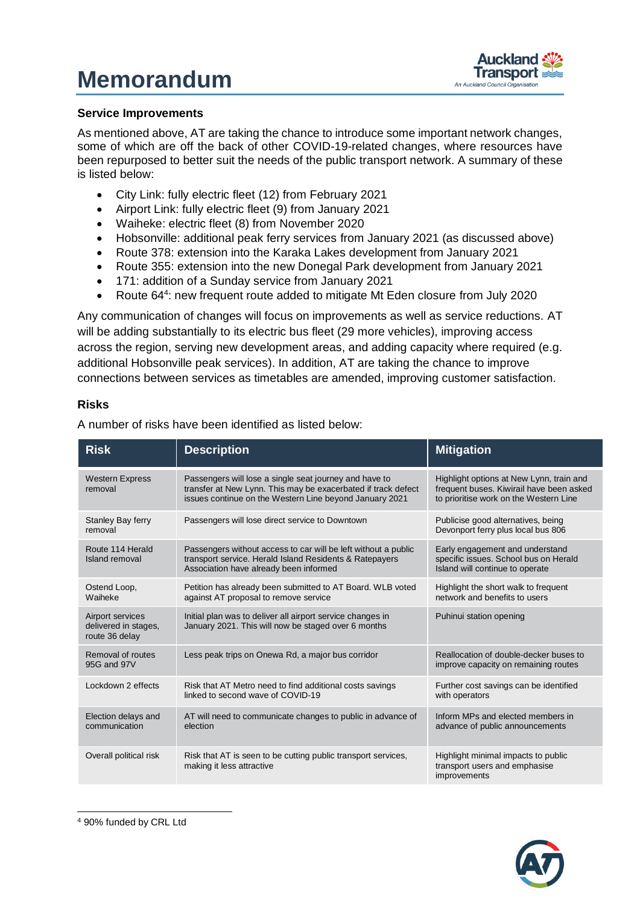### Service Improvements

As mentioned above, AT are taking the chance to introduce some important network changes, some of which are off the back of other COVID-19-related changes, where resources have been repurposed to better suit the needs of the public transport network. A summary of these is listed below:

- City Link: fully electric fleet (12) from February 2021
- Airport Link: fully electric fleet (9) from January 2021
- Waiheke: electric fleet (8) from November 2020
- Hobsonville: additional peak ferry services from January 2021 (as discussed above)
- Route 378: extension into the Karaka Lakes development from January 2021
- Route 355: extension into the new Donegal Park development from January 2021
- 171: addition of a Sunday service from January 2021
- Route 64[4]: new frequent route added to mitigate Mt Eden closure from July 2020

Any communication of changes will focus on improvements as well as service reductions. AT will be adding substantially to its electric bus fleet (29 more vehicles), improving access across the region, serving new development areas, and adding capacity where required (e.g. additional Hobsonville peak services). In addition, AT are taking the chance to improve connections between services as timetables are amended, improving customer satisfaction.

### Risks

A number of risks have been identified as listed below:

| Risk | Description | Mitigation |
|---|---|---|
| Western Express removal | Passengers will lose a single seat journey and have to transfer at New Lynn. This may be exacerbated if track defect issues continue on the Western Line beyond January 2021 | Highlight options at New Lynn, train and frequent buses. Kiwirail have been asked to prioritise work on the Western Line |
| Stanley Bay ferry removal | Passengers will lose direct service to Downtown | Publicise good alternatives, being Devonport ferry plus local bus 806 |
| Route 114 Herald Island removal | Passengers without access to car will be left without a public transport service. Herald Island Residents & Ratepayers Association have already been informed | Early engagement and understand specific issues. School bus on Herald Island will continue to operate |
| Ostend Loop, Waiheke | Petition has already been submitted to AT Board. WLB voted against AT proposal to remove service | Highlight the short walk to frequent network and benefits to users |
| Airport services delivered in stages, route 36 delay | Initial plan was to deliver all airport service changes in January 2021. This will now be staged over 6 months | Puhinui station opening |
| Removal of routes 95G and 97V | Less peak trips on Onewa Rd, a major bus corridor | Reallocation of double-decker buses to improve capacity on remaining routes |
| Lockdown 2 effects | Risk that AT Metro need to find additional costs savings linked to second wave of COVID-19 | Further cost savings can be identified with operators |
| Election delays and communication | AT will need to communicate changes to public in advance of election | Inform MPs and elected members in advance of public announcements |
| Overall political risk | Risk that AT is seen to be cutting public transport services, making it less attractive | Highlight minimal impacts to public transport users and emphasise improvements |

[4] 90% funded by CRL Ltd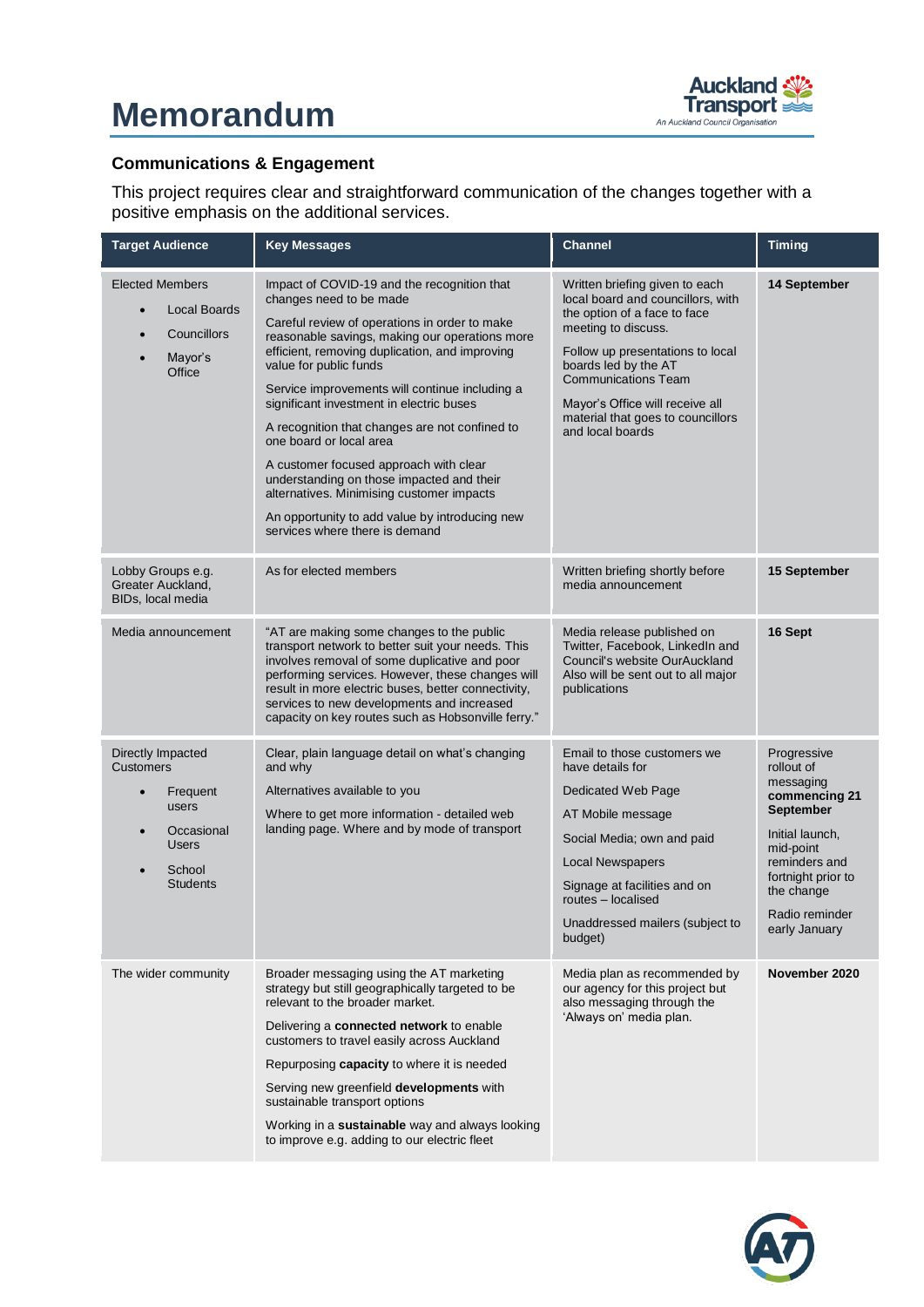# Memorandum

## Communications & Engagement

This project requires clear and straightforward communication of the changes together with a positive emphasis on the additional services.

| Target Audience | Key Messages | Channel | Timing |
|---|---|---|---|
| Elected Members<br>• Local Boards<br>• Councillors<br>• Mayor's Office | Impact of COVID-19 and the recognition that changes need to be made<br>Careful review of operations in order to make reasonable savings, making our operations more efficient, removing duplication, and improving value for public funds<br>Service improvements will continue including a significant investment in electric buses<br>A recognition that changes are not confined to one board or local area<br>A customer focused approach with clear understanding on those impacted and their alternatives. Minimising customer impacts<br>An opportunity to add value by introducing new services where there is demand | Written briefing given to each local board and councillors, with the option of a face to face meeting to discuss.<br>Follow up presentations to local boards led by the AT Communications Team<br>Mayor's Office will receive all material that goes to councillors and local boards | **14 September** |
| Lobby Groups e.g. Greater Auckland, BIDs, local media | As for elected members | Written briefing shortly before media announcement | **15 September** |
| Media announcement | "AT are making some changes to the public transport network to better suit your needs. This involves removal of some duplicative and poor performing services. However, these changes will result in more electric buses, better connectivity, services to new developments and increased capacity on key routes such as Hobsonville ferry." | Media release published on Twitter, Facebook, LinkedIn and Council's website OurAuckland<br>Also will be sent out to all major publications | **16 Sept** |
| Directly Impacted Customers<br>• Frequent users<br>• Occasional Users<br>• School Students | Clear, plain language detail on what's changing and why<br>Alternatives available to you<br>Where to get more information - detailed web landing page. Where and by mode of transport | Email to those customers we have details for<br>Dedicated Web Page<br>AT Mobile message<br>Social Media; own and paid<br>Local Newspapers<br>Signage at facilities and on routes – localised<br>Unaddressed mailers (subject to budget) | Progressive rollout of messaging **commencing 21 September**<br>Initial launch, mid-point reminders and fortnight prior to the change<br>Radio reminder early January |
| The wider community | Broader messaging using the AT marketing strategy but still geographically targeted to be relevant to the broader market.<br>Delivering a **connected network** to enable customers to travel easily across Auckland<br>Repurposing **capacity** to where it is needed<br>Serving new greenfield **developments** with sustainable transport options<br>Working in a **sustainable** way and always looking to improve e.g. adding to our electric fleet | Media plan as recommended by our agency for this project but also messaging through the 'Always on' media plan. | **November 2020** |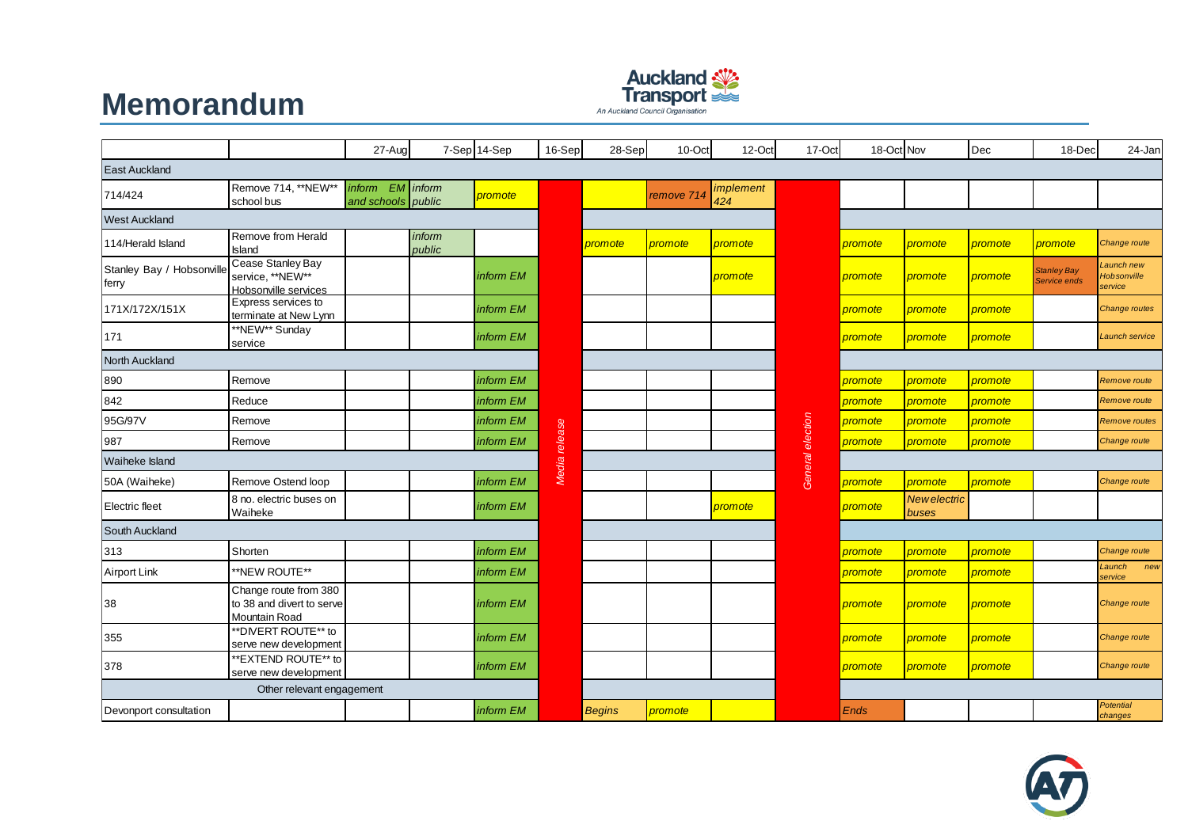# Memorandum

| | | 27-Aug | 7-Sep | 14-Sep | 16-Sep | 28-Sep | 10-Oct | 12-Oct | 17-Oct | 18-Oct | Nov | Dec | 18-Dec | 24-Jan |
|---|---|---|---|---|---|---|---|---|---|---|---|---|---|---|
| East Auckland | | | | | | | | | | | | | | |
| 714/424 | Remove 714, **NEW** school bus | *inform EM and schools* | *inform public* | *promote* | | | *remove 714* | *implement 424* | | | | | | |
| West Auckland | | | | | | | | | | | | | | |
| 114/Herald Island | Remove from Herald Island | | *inform public* | | | *promote* | *promote* | *promote* | | *promote* | *promote* | *promote* | *promote* | *Change route* |
| Stanley Bay / Hobsonville ferry | Cease Stanley Bay service, **NEW** Hobsonville services | | | *inform EM* | | | | *promote* | | *promote* | *promote* | *promote* | *Stanley Bay Service ends* | *Launch new Hobsonville service* |
| 171X/172X/151X | Express services to terminate at New Lynn | | | *inform EM* | | | | | | *promote* | *promote* | *promote* | | *Change routes* |
| 171 | **NEW** Sunday service | | | *inform EM* | | | | | | *promote* | *promote* | *promote* | | *Launch service* |
| North Auckland | | | | | | | | | | | | | | |
| 890 | Remove | | | *inform EM* | | | | | | *promote* | *promote* | *promote* | | *Remove route* |
| 842 | Reduce | | | *inform EM* | | | | | | *promote* | *promote* | *promote* | | *Remove route* |
| 95G/97V | Remove | | | *inform EM* | *Media release* | | | | *General election* | *promote* | *promote* | *promote* | | *Remove routes* |
| 987 | Remove | | | *inform EM* | | | | | | *promote* | *promote* | *promote* | | *Change route* |
| Waiheke Island | | | | | | | | | | | | | | |
| 50A (Waiheke) | Remove Ostend loop | | | *inform EM* | | | | | | *promote* | *promote* | *promote* | | *Change route* |
| Electric fleet | 8 no. electric buses on Waiheke | | | *inform EM* | | | | *promote* | | *promote* | *New electric buses* | | | |
| South Auckland | | | | | | | | | | | | | | |
| 313 | Shorten | | | *inform EM* | | | | | | *promote* | *promote* | *promote* | | *Change route* |
| Airport Link | **NEW ROUTE** | | | *inform EM* | | | | | | *promote* | *promote* | *promote* | | *Launch new service* |
| 38 | Change route from 380 to 38 and divert to serve Mountain Road | | | *inform EM* | | | | | | *promote* | *promote* | *promote* | | *Change route* |
| 355 | **DIVERT ROUTE** to serve new development | | | *inform EM* | | | | | | *promote* | *promote* | *promote* | | *Change route* |
| 378 | **EXTEND ROUTE** to serve new development | | | *inform EM* | | | | | | *promote* | *promote* | *promote* | | *Change route* |
| Other relevant engagement | | | | | | | | | | | | | | |
| Devonport consultation | | | | *inform EM* | | *Begins* | *promote* | | | *Ends* | | | | *Potential changes* |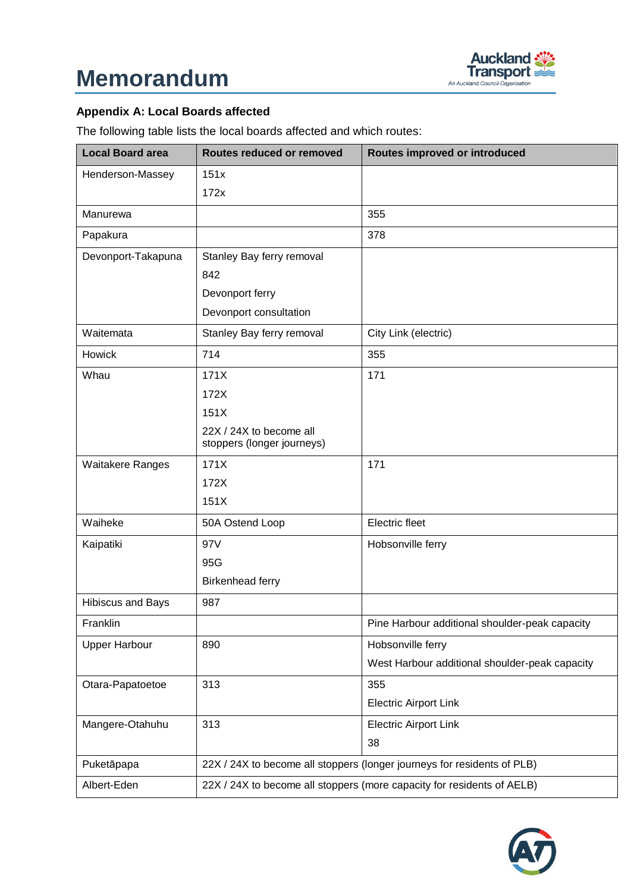**Appendix A: Local Boards affected**

The following table lists the local boards affected and which routes:

| Local Board area | Routes reduced or removed | Routes improved or introduced |
|---|---|---|
| Henderson-Massey | 151x<br>172x | |
| Manurewa | | 355 |
| Papakura | | 378 |
| Devonport-Takapuna | Stanley Bay ferry removal<br>842<br>Devonport ferry<br>Devonport consultation | |
| Waitemata | Stanley Bay ferry removal | City Link (electric) |
| Howick | 714 | 355 |
| Whau | 171X<br>172X<br>151X<br>22X / 24X to become all stoppers (longer journeys) | 171 |
| Waitakere Ranges | 171X<br>172X<br>151X | 171 |
| Waiheke | 50A Ostend Loop | Electric fleet |
| Kaipatiki | 97V<br>95G<br>Birkenhead ferry | Hobsonville ferry |
| Hibiscus and Bays | 987 | |
| Franklin | | Pine Harbour additional shoulder-peak capacity |
| Upper Harbour | 890 | Hobsonville ferry<br>West Harbour additional shoulder-peak capacity |
| Otara-Papatoetoe | 313 | 355<br>Electric Airport Link |
| Mangere-Otahuhu | 313 | Electric Airport Link<br>38 |
| Puketāpapa | 22X / 24X to become all stoppers (longer journeys for residents of PLB) | |
| Albert-Eden | 22X / 24X to become all stoppers (more capacity for residents of AELB) | |